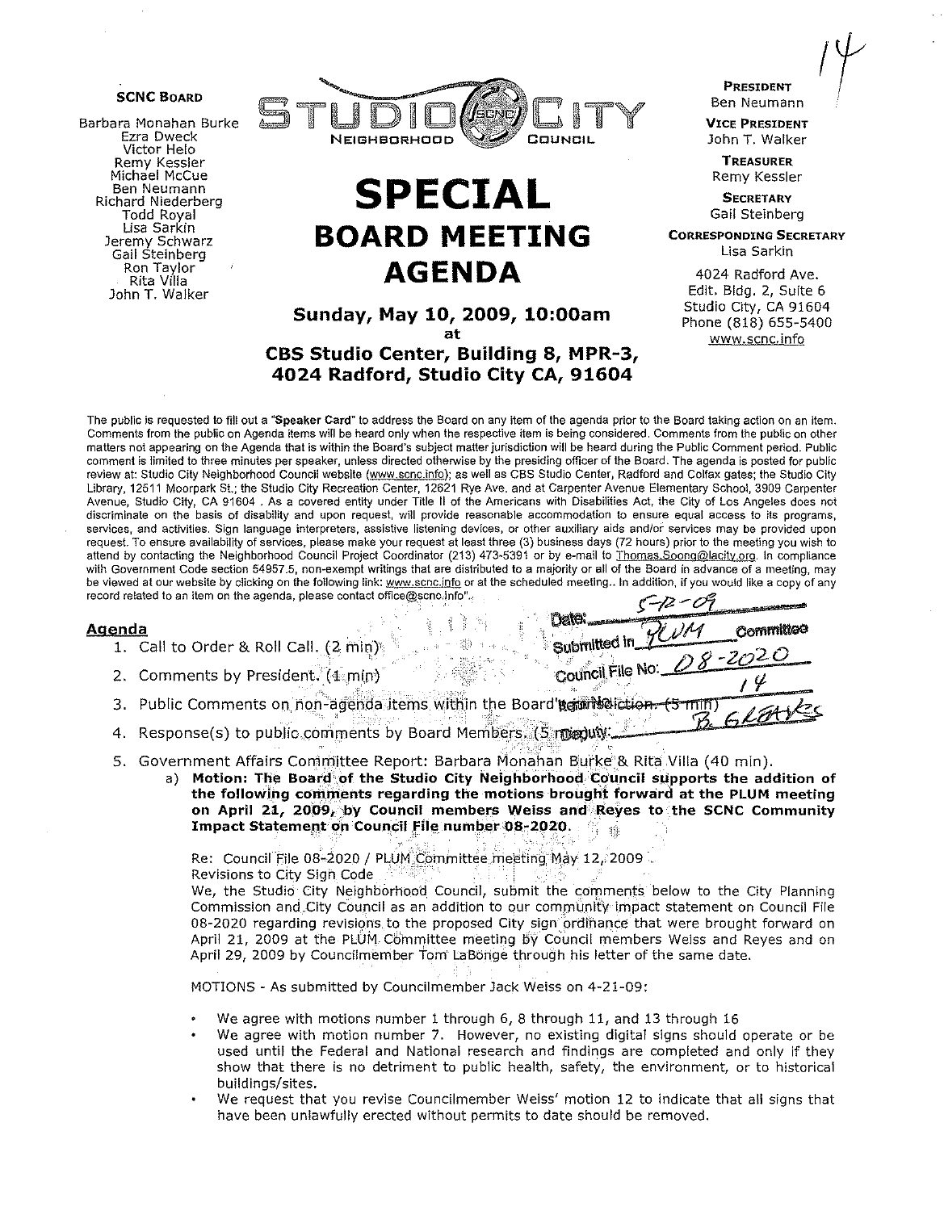14

**SCNC BOARD**

Barbara Monahan Burke
Ezra Dweck
Victor Helo
Remy Kessler
Michael McCue
Ben Neumann
Richard Niederberg
Todd Royal
Lisa Sarkin
Jeremy Schwarz
Gail Steinberg
Ron Taylor
Rita Villa
John T. Walker

STUDIO CITY NEIGHBORHOOD COUNCIL

# SPECIAL BOARD MEETING AGENDA

### Sunday, May 10, 2009, 10:00am at CBS Studio Center, Building 8, MPR-3, 4024 Radford, Studio City CA, 91604

**PRESIDENT**
Ben Neumann

**VICE PRESIDENT**
John T. Walker

**TREASURER**
Remy Kessler

**SECRETARY**
Gail Steinberg

**CORRESPONDING SECRETARY**
Lisa Sarkin

4024 Radford Ave.
Edit. Bldg. 2, Suite 6
Studio City, CA 91604
Phone (818) 655-5400
www.scnc.info

The public is requested to fill out a "Speaker Card" to address the Board on any item of the agenda prior to the Board taking action on an item. Comments from the public on Agenda items will be heard only when the respective item is being considered. Comments from the public on other matters not appearing on the Agenda that is within the Board's subject matter jurisdiction will be heard during the Public Comment period. Public comment is limited to three minutes per speaker, unless directed otherwise by the presiding officer of the Board. The agenda is posted for public review at: Studio City Neighborhood Council website (www.scnc.info); as well as CBS Studio Center, Radford and Colfax gates; the Studio City Library, 12511 Moorpark St.; the Studio City Recreation Center, 12621 Rye Ave. and at Carpenter Avenue Elementary School, 3909 Carpenter Avenue, Studio City, CA 91604 . As a covered entity under Title II of the Americans with Disabilities Act, the City of Los Angeles does not discriminate on the basis of disability and upon request, will provide reasonable accommodation to ensure equal access to its programs, services, and activities. Sign language interpreters, assistive listening devices, or other auxiliary aids and/or services may be provided upon request. To ensure availability of services, please make your request at least three (3) business days (72 hours) prior to the meeting you wish to attend by contacting the Neighborhood Council Project Coordinator (213) 473-5391 or by e-mail to Thomas.Soong@lacity.org. In compliance with Government Code section 54957.5, non-exempt writings that are distributed to a majority or all of the Board in advance of a meeting, may be viewed at our website by clicking on the following link: www.scnc.info or at the scheduled meeting.. In addition, if you would like a copy of any record related to an item on the agenda, please contact office@scnc.info".

Date: 5-12-09
Submitted in PLUM Committee
Council File No: 08-2020
Item: 14
Deputy: B. Glaser

## Agenda

1. Call to Order & Roll Call. (2 min)
2. Comments by President. (1 min)
3. Public Comments on non-agenda items within the Board's jurisdiction. (5 min)
4. Response(s) to public comments by Board Members. (5 min)
5. Government Affairs Committee Report: Barbara Monahan Burke & Rita Villa (40 min).
   a) **Motion: The Board of the Studio City Neighborhood Council supports the addition of the following comments regarding the motions brought forward at the PLUM meeting on April 21, 2009, by Council members Weiss and Reyes to the SCNC Community Impact Statement on Council File number 08-2020.**

   Re: Council File 08-2020 / PLUM Committee meeting May 12, 2009
   Revisions to City Sign Code
   We, the Studio City Neighborhood Council, submit the comments below to the City Planning Commission and City Council as an addition to our community impact statement on Council File 08-2020 regarding revisions to the proposed City sign ordinance that were brought forward on April 21, 2009 at the PLUM Committee meeting by Council members Weiss and Reyes and on April 29, 2009 by Councilmember Tom LaBonge through his letter of the same date.

   MOTIONS - As submitted by Councilmember Jack Weiss on 4-21-09:

   - We agree with motions number 1 through 6, 8 through 11, and 13 through 16
   - We agree with motion number 7. However, no existing digital signs should operate or be used until the Federal and National research and findings are completed and only if they show that there is no detriment to public health, safety, the environment, or to historical buildings/sites.
   - We request that you revise Councilmember Weiss' motion 12 to indicate that all signs that have been unlawfully erected without permits to date should be removed.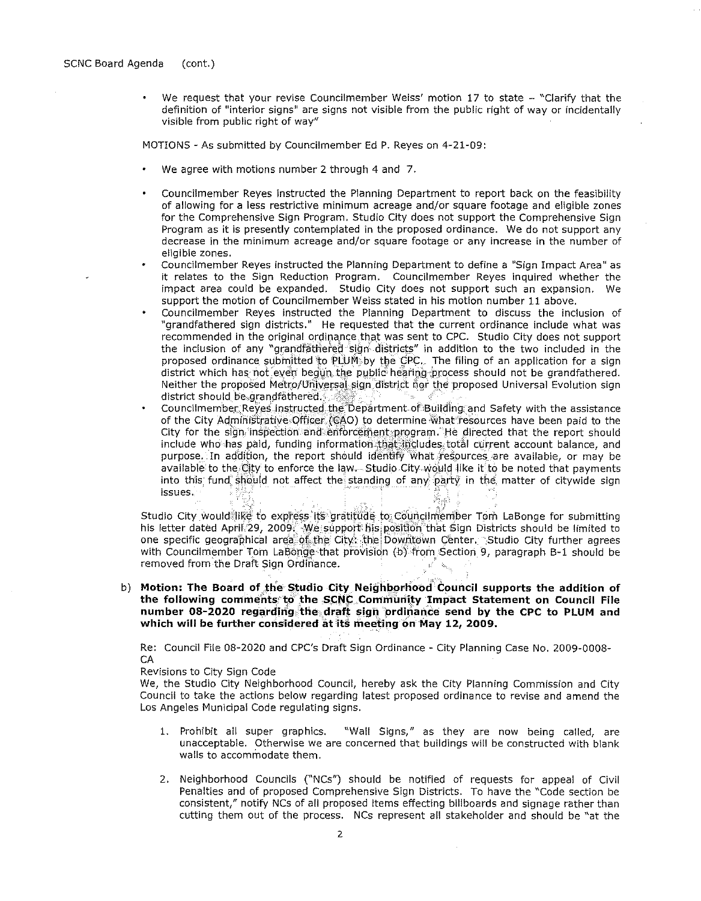- We request that your revise Councilmember Weiss' motion 17 to state – "Clarify that the definition of "interior signs" are signs not visible from the public right of way or incidentally visible from public right of way"

MOTIONS - As submitted by Councilmember Ed P. Reyes on 4-21-09:

- We agree with motions number 2 through 4 and 7.
- Councilmember Reyes instructed the Planning Department to report back on the feasibility of allowing for a less restrictive minimum acreage and/or square footage and eligible zones for the Comprehensive Sign Program. Studio City does not support the Comprehensive Sign Program as it is presently contemplated in the proposed ordinance. We do not support any decrease in the minimum acreage and/or square footage or any increase in the number of eligible zones.
- Councilmember Reyes instructed the Planning Department to define a "Sign Impact Area" as it relates to the Sign Reduction Program. Councilmember Reyes inquired whether the impact area could be expanded. Studio City does not support such an expansion. We support the motion of Councilmember Weiss stated in his motion number 11 above.
- Councilmember Reyes instructed the Planning Department to discuss the inclusion of "grandfathered sign districts." He requested that the current ordinance include what was recommended in the original ordinance that was sent to CPC. Studio City does not support the inclusion of any "grandfathered sign districts" in addition to the two included in the proposed ordinance submitted to PLUM by the CPC. The filing of an application for a sign district which has not even begun the public hearing process should not be grandfathered. Neither the proposed Metro/Universal sign district nor the proposed Universal Evolution sign district should be grandfathered.
- Councilmember Reyes instructed the Department of Building and Safety with the assistance of the City Administrative Officer (CAO) to determine what resources have been paid to the City for the sign inspection and enforcement program. He directed that the report should include who has paid, funding information that includes total current account balance, and purpose. In addition, the report should identify what resources are available, or may be available to the City to enforce the law. Studio City would like it to be noted that payments into this fund should not affect the standing of any party in the matter of citywide sign issues.

Studio City would like to express its gratitude to Councilmember Tom LaBonge for submitting his letter dated April 29, 2009. We support his position that Sign Districts should be limited to one specific geographical area of the City: the Downtown Center. Studio City further agrees with Councilmember Tom LaBonge that provision (b) from Section 9, paragraph B-1 should be removed from the Draft Sign Ordinance.

b) **Motion: The Board of the Studio City Neighborhood Council supports the addition of the following comments to the SCNC Community Impact Statement on Council File number 08-2020 regarding the draft sign ordinance send by the CPC to PLUM and which will be further considered at its meeting on May 12, 2009.**

Re: Council File 08-2020 and CPC's Draft Sign Ordinance - City Planning Case No. 2009-0008-CA
Revisions to City Sign Code
We, the Studio City Neighborhood Council, hereby ask the City Planning Commission and City Council to take the actions below regarding latest proposed ordinance to revise and amend the Los Angeles Municipal Code regulating signs.

1. Prohibit all super graphics. "Wall Signs," as they are now being called, are unacceptable. Otherwise we are concerned that buildings will be constructed with blank walls to accommodate them.

2. Neighborhood Councils ("NCs") should be notified of requests for appeal of Civil Penalties and of proposed Comprehensive Sign Districts. To have the "Code section be consistent," notify NCs of all proposed items effecting billboards and signage rather than cutting them out of the process. NCs represent all stakeholder and should be "at the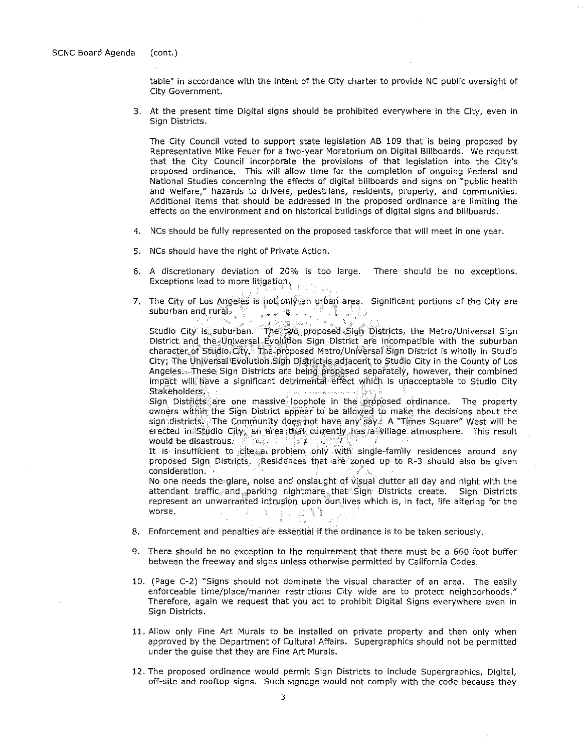table" in accordance with the intent of the City charter to provide NC public oversight of City Government.

3. At the present time Digital signs should be prohibited everywhere in the City, even in Sign Districts.

   The City Council voted to support state legislation AB 109 that is being proposed by Representative Mike Feuer for a two-year Moratorium on Digital Billboards. We request that the City Council incorporate the provisions of that legislation into the City's proposed ordinance. This will allow time for the completion of ongoing Federal and National Studies concerning the effects of digital billboards and signs on "public health and welfare," hazards to drivers, pedestrians, residents, property, and communities. Additional items that should be addressed in the proposed ordinance are limiting the effects on the environment and on historical buildings of digital signs and billboards.

4. NCs should be fully represented on the proposed taskforce that will meet in one year.

5. NCs should have the right of Private Action.

6. A discretionary deviation of 20% is too large. There should be no exceptions. Exceptions lead to more litigation.

7. The City of Los Angeles is not only an urban area. Significant portions of the City are suburban and rural.

   Studio City is suburban. The two proposed Sign Districts, the Metro/Universal Sign District and the Universal Evolution Sign District are incompatible with the suburban character of Studio City. The proposed Metro/Universal Sign District is wholly in Studio City; The Universal Evolution Sign District is adjacent to Studio City in the County of Los Angeles. These Sign Districts are being proposed separately, however, their combined impact will have a significant detrimental effect which is unacceptable to Studio City Stakeholders.

   Sign Districts are one massive loophole in the proposed ordinance. The property owners within the Sign District appear to be allowed to make the decisions about the sign districts. The Community does not have any say. A "Times Square" West will be erected in Studio City, an area that currently has a village atmosphere. This result would be disastrous.

   It is insufficient to cite a problem only with single-family residences around any proposed Sign Districts. Residences that are zoned up to R-3 should also be given consideration.

   No one needs the glare, noise and onslaught of visual clutter all day and night with the attendant traffic and parking nightmare that Sign Districts create. Sign Districts represent an unwarranted intrusion upon our lives which is, in fact, life altering for the worse.

8. Enforcement and penalties are essential if the ordinance is to be taken seriously.

9. There should be no exception to the requirement that there must be a 660 foot buffer between the freeway and signs unless otherwise permitted by California Codes.

10. (Page C-2) "Signs should not dominate the visual character of an area. The easily enforceable time/place/manner restrictions City wide are to protect neighborhoods." Therefore, again we request that you act to prohibit Digital Signs everywhere even in Sign Districts.

11. Allow only Fine Art Murals to be installed on private property and then only when approved by the Department of Cultural Affairs. Supergraphics should not be permitted under the guise that they are Fine Art Murals.

12. The proposed ordinance would permit Sign Districts to include Supergraphics, Digital, off-site and rooftop signs. Such signage would not comply with the code because they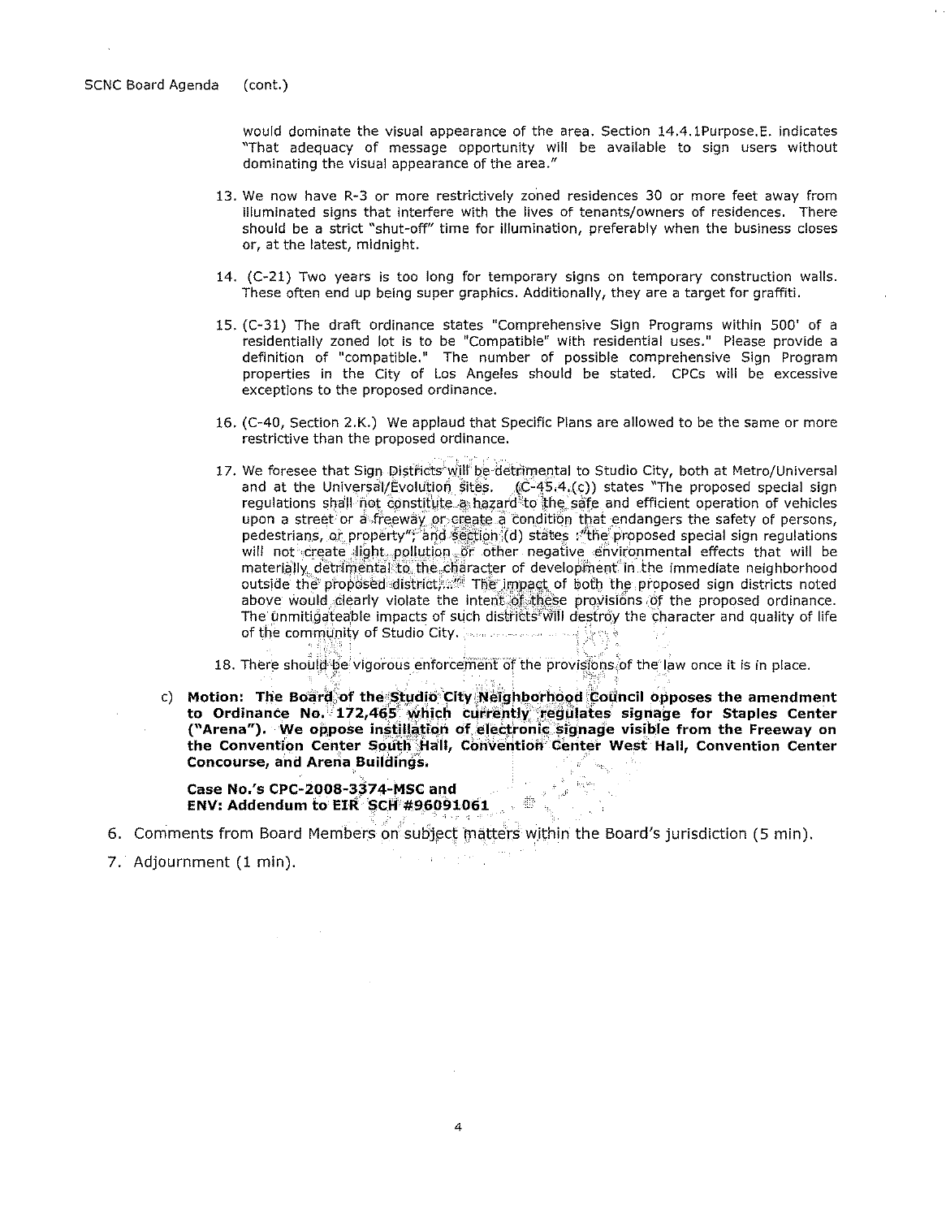would dominate the visual appearance of the area. Section 14.4.1Purpose.E. indicates "That adequacy of message opportunity will be available to sign users without dominating the visual appearance of the area."

13. We now have R-3 or more restrictively zoned residences 30 or more feet away from illuminated signs that interfere with the lives of tenants/owners of residences. There should be a strict "shut-off" time for illumination, preferably when the business closes or, at the latest, midnight.

14. (C-21) Two years is too long for temporary signs on temporary construction walls. These often end up being super graphics. Additionally, they are a target for graffiti.

15. (C-31) The draft ordinance states "Comprehensive Sign Programs within 500' of a residentially zoned lot is to be "Compatible" with residential uses." Please provide a definition of "compatible." The number of possible comprehensive Sign Program properties in the City of Los Angeles should be stated. CPCs will be excessive exceptions to the proposed ordinance.

16. (C-40, Section 2.K.) We applaud that Specific Plans are allowed to be the same or more restrictive than the proposed ordinance.

17. We foresee that Sign Districts will be detrimental to Studio City, both at Metro/Universal and at the Universal/Evolution sites. (C-45.4.(c)) states "The proposed special sign regulations shall not constitute a hazard to the safe and efficient operation of vehicles upon a street or a freeway or create a condition that endangers the safety of persons, pedestrians, or property"; and section (d) states :"the proposed special sign regulations will not create light pollution or other negative environmental effects that will be materially detrimental to the character of development in the immediate neighborhood outside the proposed district,..." The impact of both the proposed sign districts noted above would clearly violate the intent of these provisions of the proposed ordinance. The unmitigateable impacts of such districts will destroy the character and quality of life of the community of Studio City.

18. There should be vigorous enforcement of the provisions of the law once it is in place.

c) **Motion: The Board of the Studio City Neighborhood Council opposes the amendment to Ordinance No. 172,465 which currently regulates signage for Staples Center ("Arena"). We oppose instillation of electronic signage visible from the Freeway on the Convention Center South Hall, Convention Center West Hall, Convention Center Concourse, and Arena Buildings.**

   **Case No.'s CPC-2008-3374-MSC and**
   **ENV: Addendum to EIR SCH #96091061**

6. Comments from Board Members on subject matters within the Board's jurisdiction (5 min).
7. Adjournment (1 min).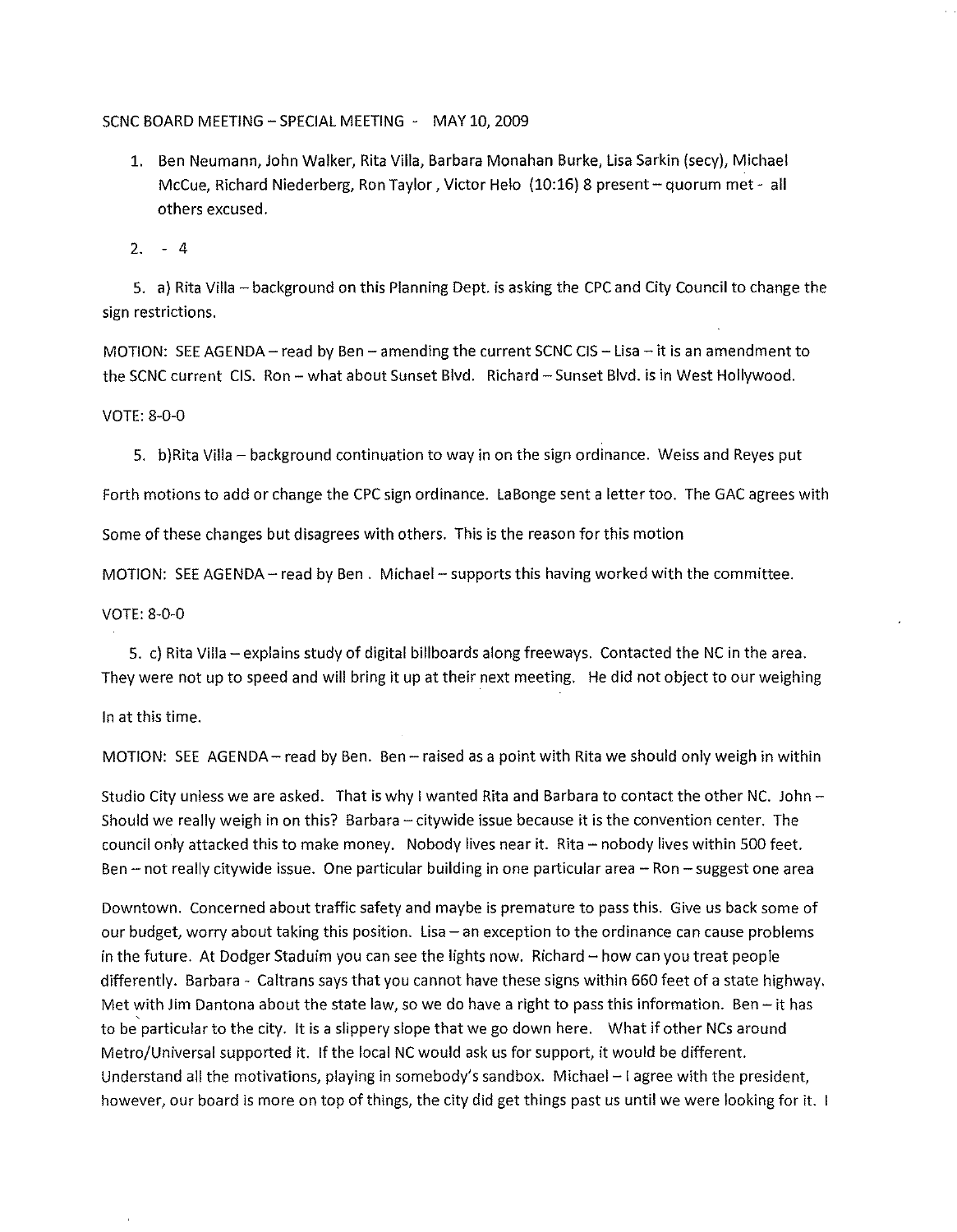SCNC BOARD MEETING – SPECIAL MEETING - MAY 10, 2009

1. Ben Neumann, John Walker, Rita Villa, Barbara Monahan Burke, Lisa Sarkin (secy), Michael McCue, Richard Niederberg, Ron Taylor , Victor Helo (10:16) 8 present – quorum met - all others excused.

2. - 4

5. a) Rita Villa – background on this Planning Dept. is asking the CPC and City Council to change the sign restrictions.

MOTION: SEE AGENDA – read by Ben – amending the current SCNC CIS – Lisa – it is an amendment to the SCNC current CIS. Ron – what about Sunset Blvd. Richard – Sunset Blvd. is in West Hollywood.

VOTE: 8-0-0

5. b)Rita Villa – background continuation to way in on the sign ordinance. Weiss and Reyes put Forth motions to add or change the CPC sign ordinance. LaBonge sent a letter too. The GAC agrees with Some of these changes but disagrees with others. This is the reason for this motion

MOTION: SEE AGENDA – read by Ben . Michael – supports this having worked with the committee.

VOTE: 8-0-0

5. c) Rita Villa – explains study of digital billboards along freeways. Contacted the NC in the area. They were not up to speed and will bring it up at their next meeting. He did not object to our weighing In at this time.

MOTION: SEE AGENDA – read by Ben. Ben – raised as a point with Rita we should only weigh in within Studio City unless we are asked. That is why I wanted Rita and Barbara to contact the other NC. John – Should we really weigh in on this? Barbara – citywide issue because it is the convention center. The council only attacked this to make money. Nobody lives near it. Rita – nobody lives within 500 feet. Ben – not really citywide issue. One particular building in one particular area – Ron – suggest one area Downtown. Concerned about traffic safety and maybe is premature to pass this. Give us back some of our budget, worry about taking this position. Lisa – an exception to the ordinance can cause problems in the future. At Dodger Staduim you can see the lights now. Richard – how can you treat people differently. Barbara - Caltrans says that you cannot have these signs within 660 feet of a state highway. Met with Jim Dantona about the state law, so we do have a right to pass this information. Ben – it has to be particular to the city. It is a slippery slope that we go down here. What if other NCs around Metro/Universal supported it. If the local NC would ask us for support, it would be different. Understand all the motivations, playing in somebody's sandbox. Michael – I agree with the president, however, our board is more on top of things, the city did get things past us until we were looking for it. I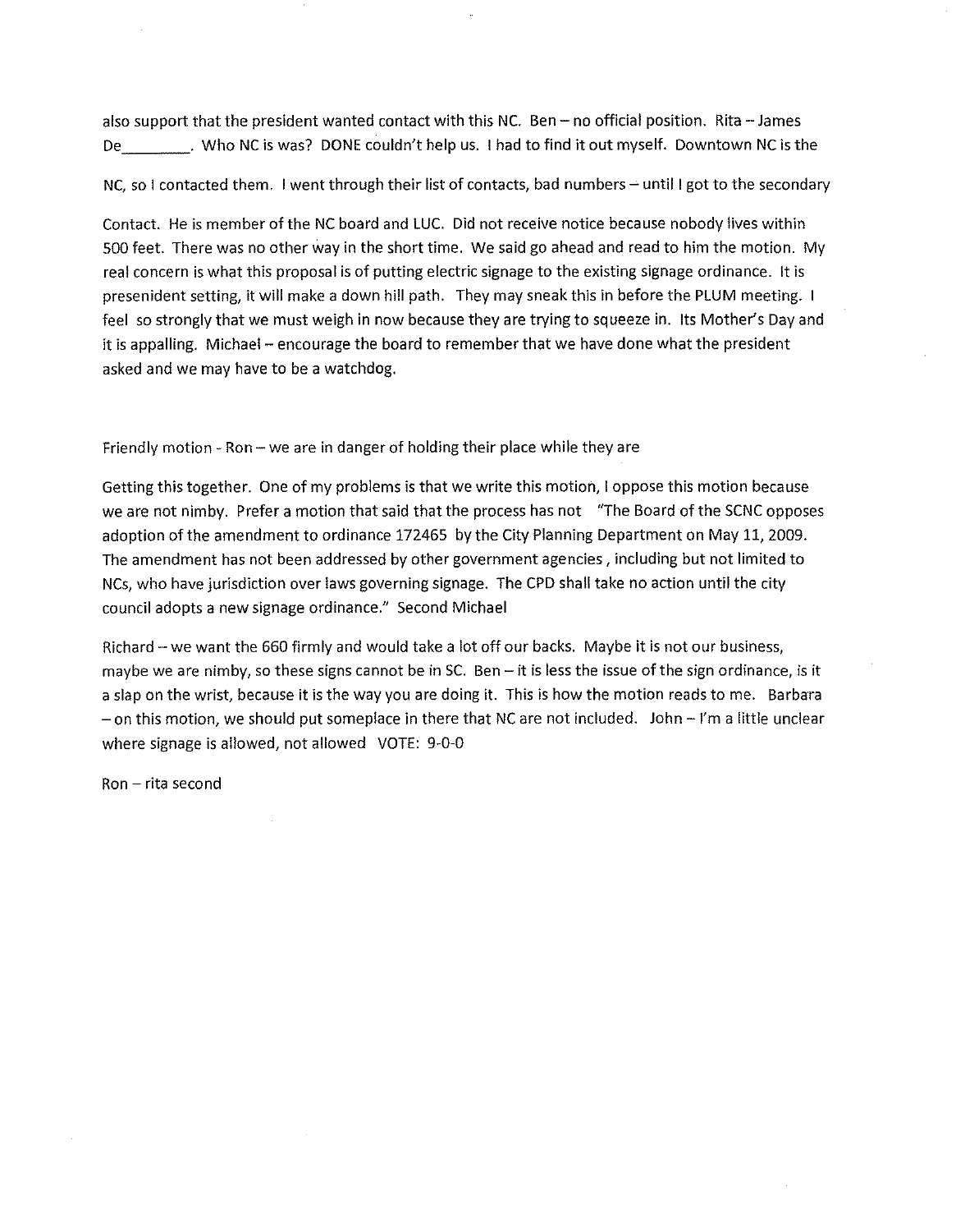also support that the president wanted contact with this NC. Ben – no official position. Rita – James De________. Who NC is was? DONE couldn't help us. I had to find it out myself. Downtown NC is the

NC, so I contacted them. I went through their list of contacts, bad numbers – until I got to the secondary

Contact. He is member of the NC board and LUC. Did not receive notice because nobody lives within 500 feet. There was no other way in the short time. We said go ahead and read to him the motion. My real concern is what this proposal is of putting electric signage to the existing signage ordinance. It is presenident setting, it will make a down hill path. They may sneak this in before the PLUM meeting. I feel so strongly that we must weigh in now because they are trying to squeeze in. Its Mother's Day and it is appalling. Michael – encourage the board to remember that we have done what the president asked and we may have to be a watchdog.

Friendly motion - Ron – we are in danger of holding their place while they are

Getting this together. One of my problems is that we write this motion, I oppose this motion because we are not nimby. Prefer a motion that said that the process has not "The Board of the SCNC opposes adoption of the amendment to ordinance 172465 by the City Planning Department on May 11, 2009. The amendment has not been addressed by other government agencies , including but not limited to NCs, who have jurisdiction over laws governing signage. The CPD shall take no action until the city council adopts a new signage ordinance." Second Michael

Richard – we want the 660 firmly and would take a lot off our backs. Maybe it is not our business, maybe we are nimby, so these signs cannot be in SC. Ben – it is less the issue of the sign ordinance, is it a slap on the wrist, because it is the way you are doing it. This is how the motion reads to me. Barbara – on this motion, we should put someplace in there that NC are not included. John – I'm a little unclear where signage is allowed, not allowed VOTE: 9-0-0

Ron – rita second